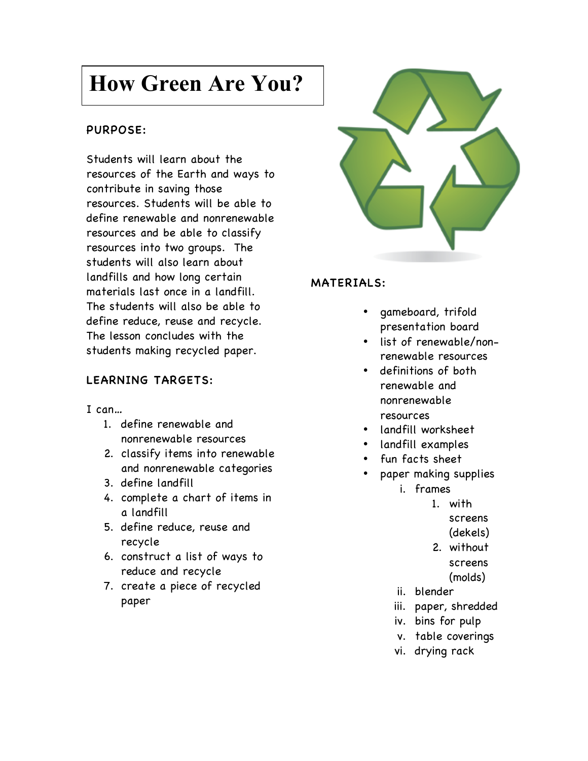# How Green Are You?

## PURPOSE:

Students will learn about the resources of the Earth and ways to contribute in saving those resources. Students will be able to define renewable and nonrenewable resources and be able to classify resources into two groups. The students will also learn about landfills and how long certain materials last once in a landfill. The students will also be able to define reduce, reuse and recycle. The lesson concludes with the students making recycled paper.

## LEARNING TARGETS:

I can…

1. define renewable and nonrenewable resources
2. classify items into renewable and nonrenewable categories
3. define landfill
4. complete a chart of items in a landfill
5. define reduce, reuse and recycle
6. construct a list of ways to reduce and recycle
7. create a piece of recycled paper

## MATERIALS:

- gameboard, trifold presentation board
- list of renewable/non-renewable resources
- definitions of both renewable and nonrenewable resources
- landfill worksheet
- landfill examples
- fun facts sheet
- paper making supplies
  - i. frames
    1. with screens (dekels)
    2. without screens (molds)
  - ii. blender
  - iii. paper, shredded
  - iv. bins for pulp
  - v. table coverings
  - vi. drying rack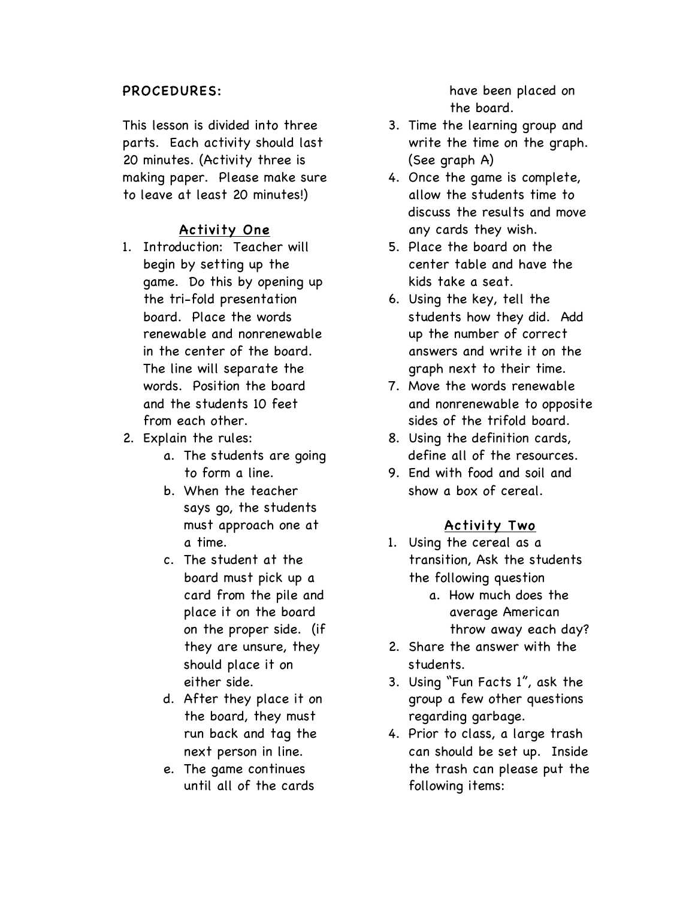**PROCEDURES:**

This lesson is divided into three parts. Each activity should last 20 minutes. (Activity three is making paper. Please make sure to leave at least 20 minutes!)

### Activity One

1. Introduction: Teacher will begin by setting up the game. Do this by opening up the tri-fold presentation board. Place the words renewable and nonrenewable in the center of the board. The line will separate the words. Position the board and the students 10 feet from each other.
2. Explain the rules:
   a. The students are going to form a line.
   b. When the teacher says go, the students must approach one at a time.
   c. The student at the board must pick up a card from the pile and place it on the board on the proper side. (if they are unsure, they should place it on either side.
   d. After they place it on the board, they must run back and tag the next person in line.
   e. The game continues until all of the cards have been placed on the board.
3. Time the learning group and write the time on the graph. (See graph A)
4. Once the game is complete, allow the students time to discuss the results and move any cards they wish.
5. Place the board on the center table and have the kids take a seat.
6. Using the key, tell the students how they did. Add up the number of correct answers and write it on the graph next to their time.
7. Move the words renewable and nonrenewable to opposite sides of the trifold board.
8. Using the definition cards, define all of the resources.
9. End with food and soil and show a box of cereal.

### Activity Two

1. Using the cereal as a transition, Ask the students the following question
   a. How much does the average American throw away each day?
2. Share the answer with the students.
3. Using "Fun Facts 1", ask the group a few other questions regarding garbage.
4. Prior to class, a large trash can should be set up. Inside the trash can please put the following items: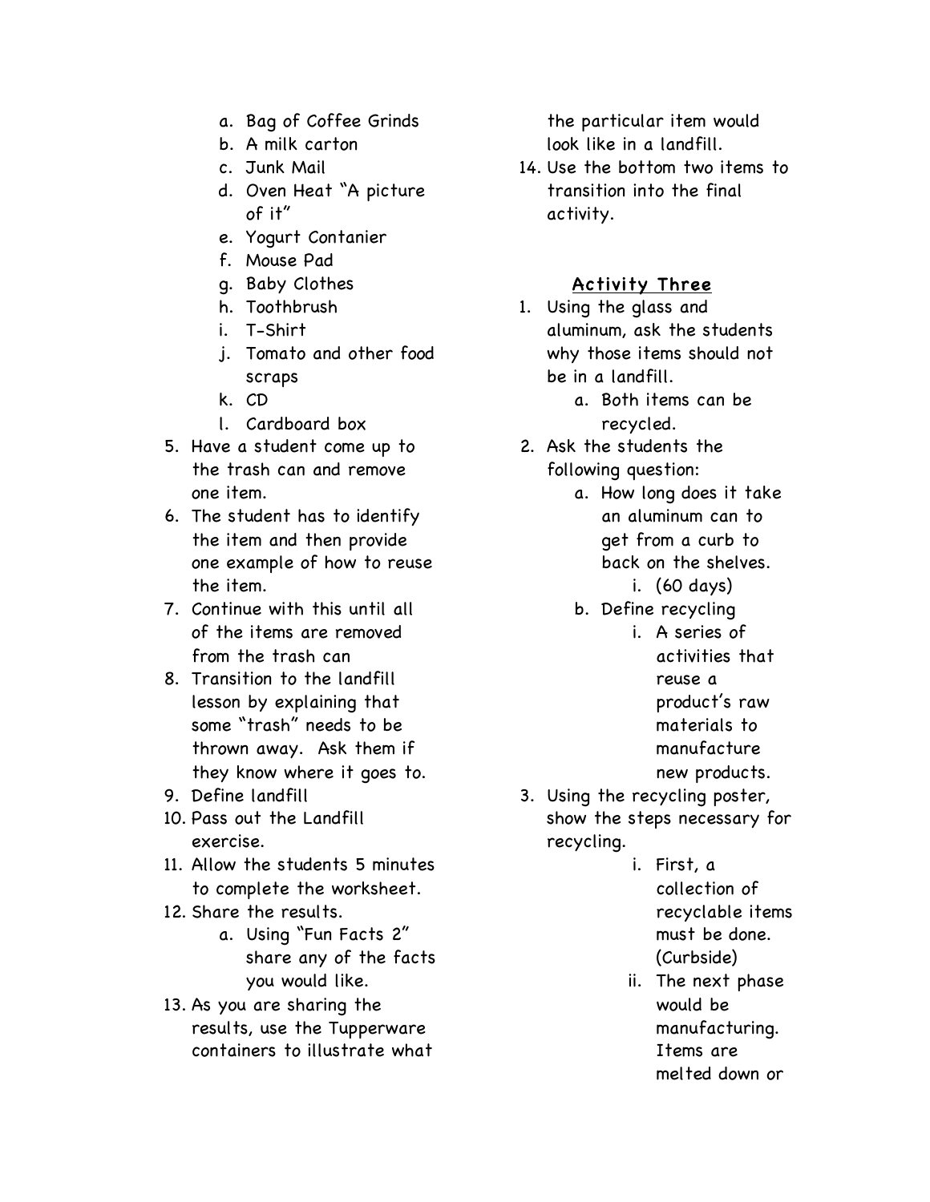a. Bag of Coffee Grinds
b. A milk carton
c. Junk Mail
d. Oven Heat "A picture of it"
e. Yogurt Contanier
f. Mouse Pad
g. Baby Clothes
h. Toothbrush
i. T-Shirt
j. Tomato and other food scraps
k. CD
l. Cardboard box

5. Have a student come up to the trash can and remove one item.
6. The student has to identify the item and then provide one example of how to reuse the item.
7. Continue with this until all of the items are removed from the trash can
8. Transition to the landfill lesson by explaining that some "trash" needs to be thrown away. Ask them if they know where it goes to.
9. Define landfill
10. Pass out the Landfill exercise.
11. Allow the students 5 minutes to complete the worksheet.
12. Share the results.
    a. Using "Fun Facts 2" share any of the facts you would like.
13. As you are sharing the results, use the Tupperware containers to illustrate what the particular item would look like in a landfill.
14. Use the bottom two items to transition into the final activity.

## Activity Three

1. Using the glass and aluminum, ask the students why those items should not be in a landfill.
    a. Both items can be recycled.
2. Ask the students the following question:
    a. How long does it take an aluminum can to get from a curb to back on the shelves.
        i. (60 days)
    b. Define recycling
        i. A series of activities that reuse a product's raw materials to manufacture new products.
3. Using the recycling poster, show the steps necessary for recycling.
    i. First, a collection of recyclable items must be done. (Curbside)
    ii. The next phase would be manufacturing. Items are melted down or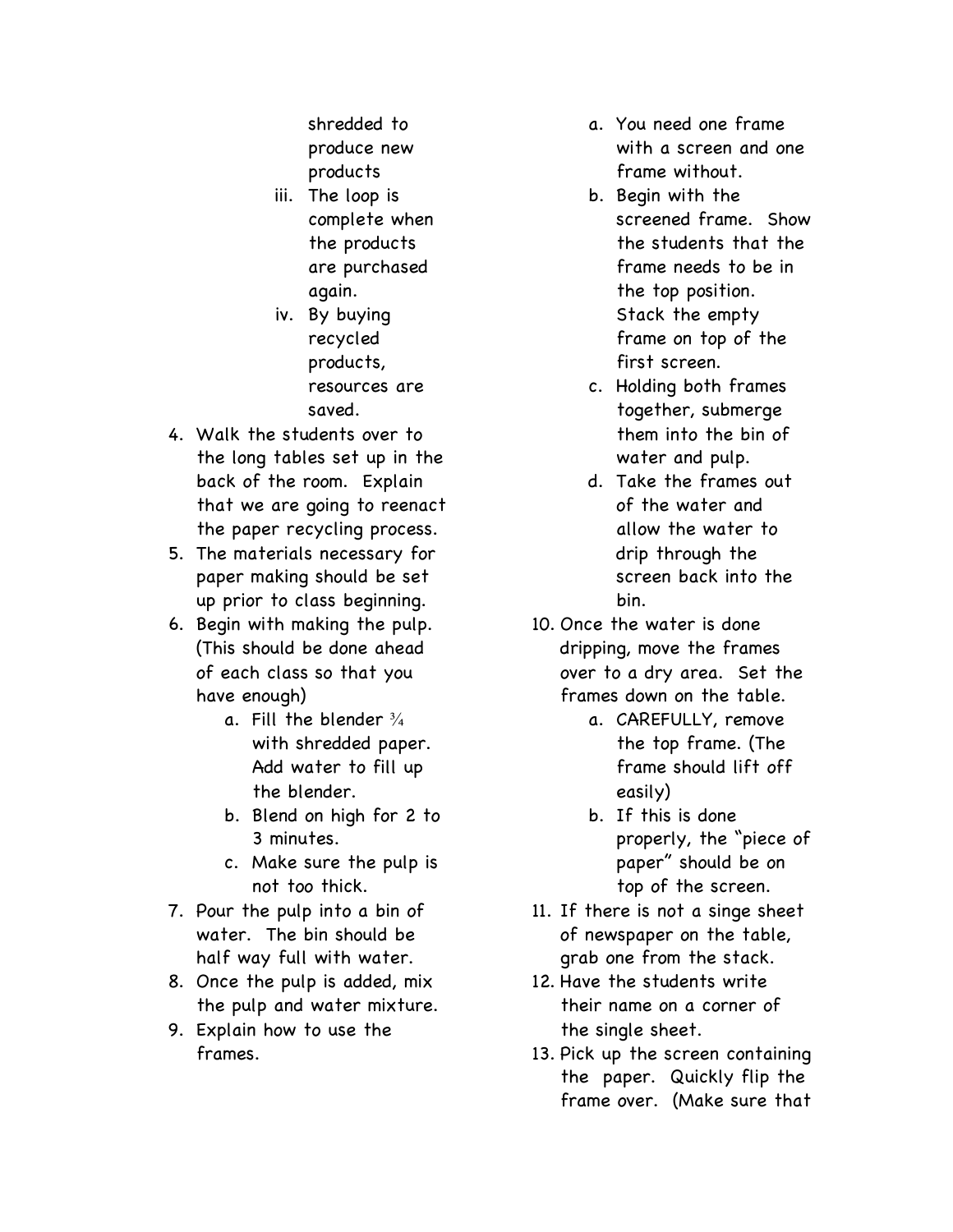shredded to produce new products

iii. The loop is complete when the products are purchased again.

iv. By buying recycled products, resources are saved.

4. Walk the students over to the long tables set up in the back of the room. Explain that we are going to reenact the paper recycling process.
5. The materials necessary for paper making should be set up prior to class beginning.
6. Begin with making the pulp. (This should be done ahead of each class so that you have enough)
   a. Fill the blender ¾ with shredded paper. Add water to fill up the blender.
   b. Blend on high for 2 to 3 minutes.
   c. Make sure the pulp is not too thick.
7. Pour the pulp into a bin of water. The bin should be half way full with water.
8. Once the pulp is added, mix the pulp and water mixture.
9. Explain how to use the frames.
   a. You need one frame with a screen and one frame without.
   b. Begin with the screened frame. Show the students that the frame needs to be in the top position. Stack the empty frame on top of the first screen.
   c. Holding both frames together, submerge them into the bin of water and pulp.
   d. Take the frames out of the water and allow the water to drip through the screen back into the bin.
10. Once the water is done dripping, move the frames over to a dry area. Set the frames down on the table.
    a. CAREFULLY, remove the top frame. (The frame should lift off easily)
    b. If this is done properly, the "piece of paper" should be on top of the screen.
11. If there is not a singe sheet of newspaper on the table, grab one from the stack.
12. Have the students write their name on a corner of the single sheet.
13. Pick up the screen containing the paper. Quickly flip the frame over. (Make sure that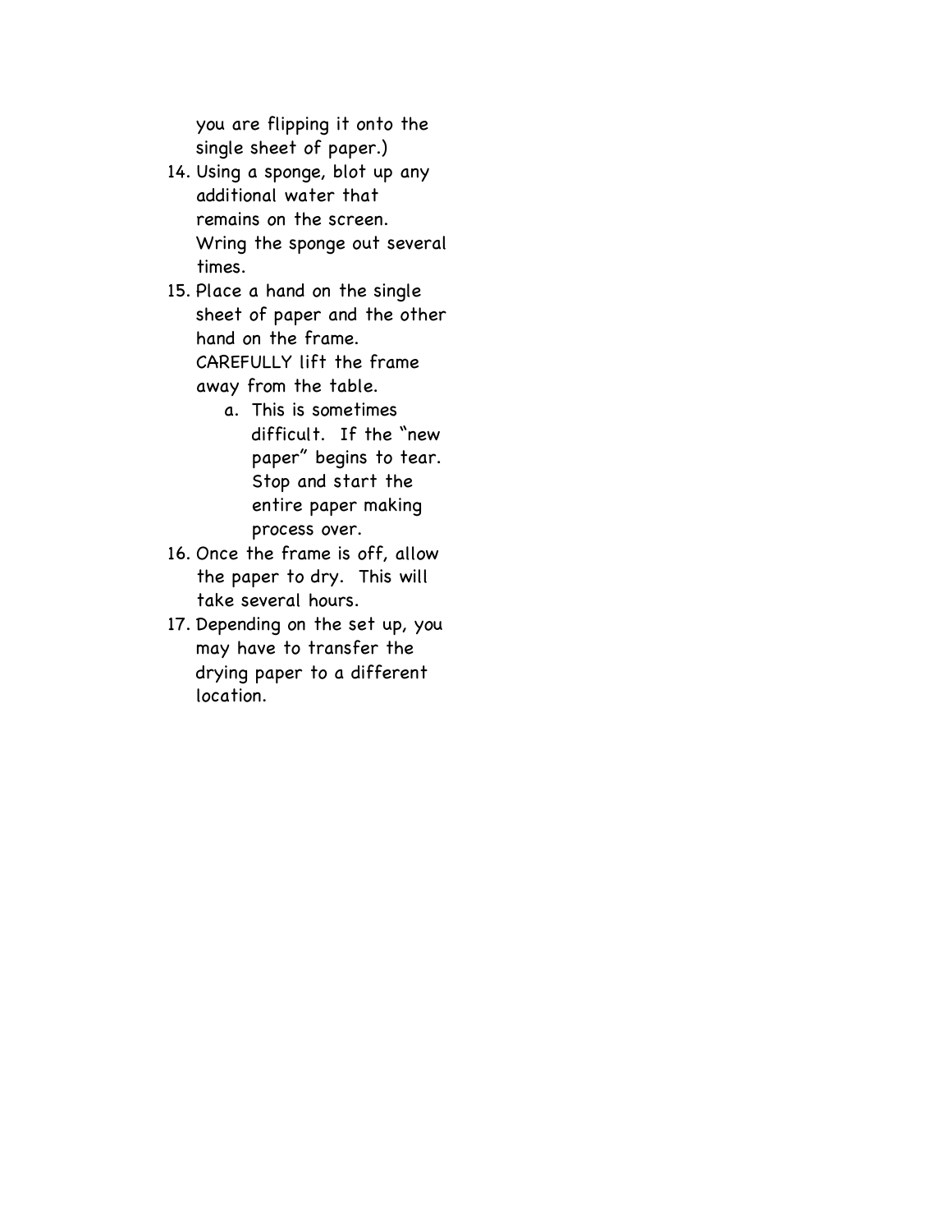you are flipping it onto the single sheet of paper.)

14. Using a sponge, blot up any additional water that remains on the screen. Wring the sponge out several times.
15. Place a hand on the single sheet of paper and the other hand on the frame. CAREFULLY lift the frame away from the table.
    a. This is sometimes difficult. If the "new paper" begins to tear. Stop and start the entire paper making process over.
16. Once the frame is off, allow the paper to dry. This will take several hours.
17. Depending on the set up, you may have to transfer the drying paper to a different location.